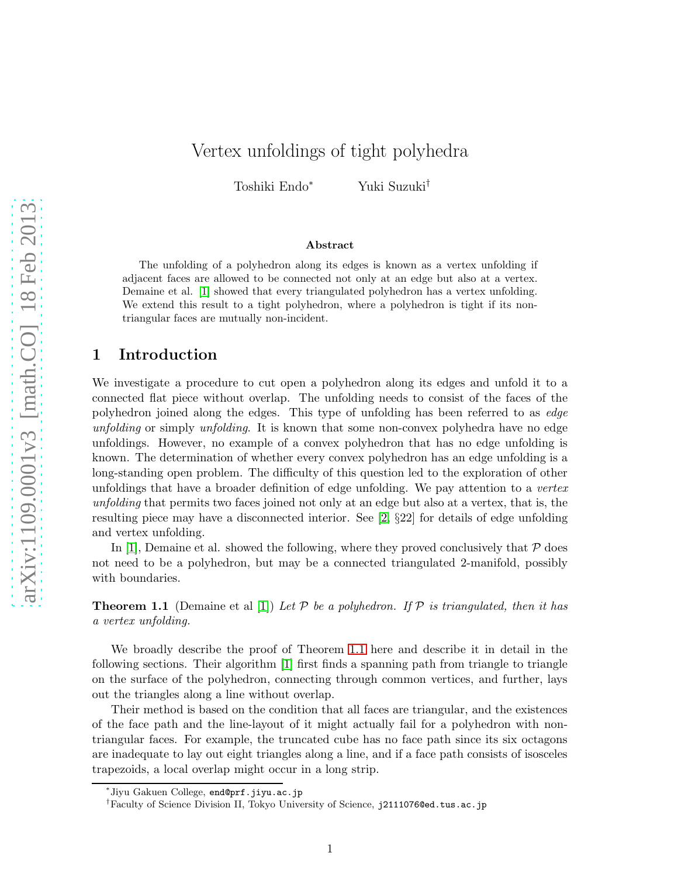# Vertex unfoldings of tight polyhedra

Toshiki Endo* Yuki Suzuki†

### Abstract

The unfolding of a polyhedron along its edges is known as a vertex unfolding if adjacent faces are allowed to be connected not only at an edge but also at a vertex. Demaine et al. [1] showed that every triangulated polyhedron has a vertex unfolding. We extend this result to a tight polyhedron, where a polyhedron is tight if its non-triangular faces are mutually non-incident.

## 1 Introduction

We investigate a procedure to cut open a polyhedron along its edges and unfold it to a connected flat piece without overlap. The unfolding needs to consist of the faces of the polyhedron joined along the edges. This type of unfolding has been referred to as *edge unfolding* or simply *unfolding*. It is known that some non-convex polyhedra have no edge unfoldings. However, no example of a convex polyhedron that has no edge unfolding is known. The determination of whether every convex polyhedron has an edge unfolding is a long-standing open problem. The difficulty of this question led to the exploration of other unfoldings that have a broader definition of edge unfolding. We pay attention to a *vertex unfolding* that permits two faces joined not only at an edge but also at a vertex, that is, the resulting piece may have a disconnected interior. See [2, §22] for details of edge unfolding and vertex unfolding.

In [1], Demaine et al. showed the following, where they proved conclusively that $\mathcal{P}$ does not need to be a polyhedron, but may be a connected triangulated 2-manifold, possibly with boundaries.

**Theorem 1.1** (Demaine et al [1]) *Let $\mathcal{P}$ be a polyhedron. If $\mathcal{P}$ is triangulated, then it has a vertex unfolding.*

We broadly describe the proof of Theorem 1.1 here and describe it in detail in the following sections. Their algorithm [1] first finds a spanning path from triangle to triangle on the surface of the polyhedron, connecting through common vertices, and further, lays out the triangles along a line without overlap.

Their method is based on the condition that all faces are triangular, and the existences of the face path and the line-layout of it might actually fail for a polyhedron with non-triangular faces. For example, the truncated cube has no face path since its six octagons are inadequate to lay out eight triangles along a line, and if a face path consists of isosceles trapezoids, a local overlap might occur in a long strip.

*Jiyu Gakuen College, end@prf.jiyu.ac.jp

†Faculty of Science Division II, Tokyo University of Science, j2111076@ed.tus.ac.jp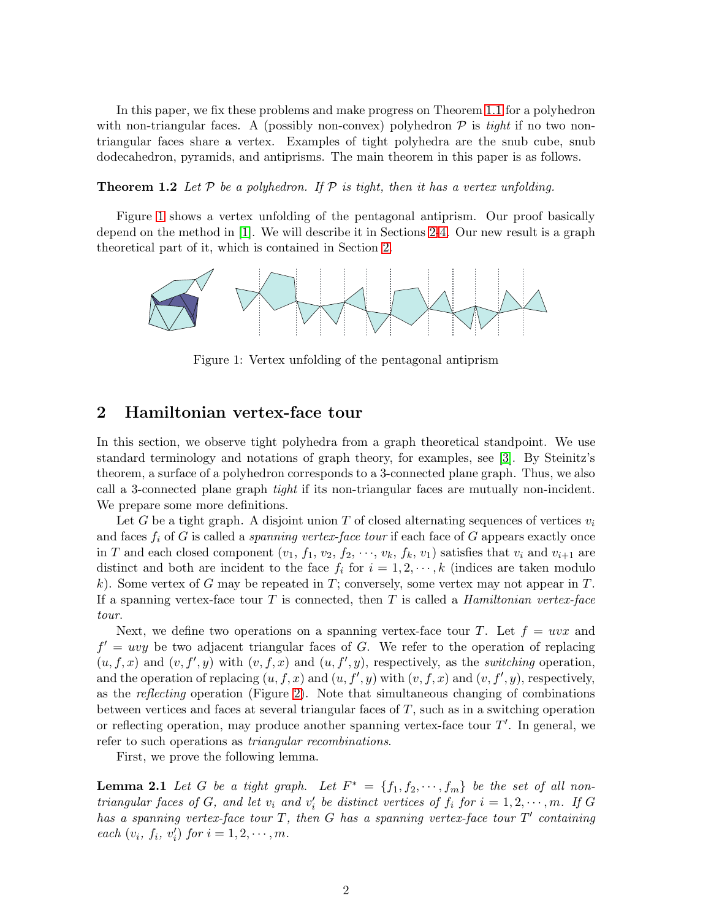In this paper, we fix these problems and make progress on Theorem 1.1 for a polyhedron with non-triangular faces. A (possibly non-convex) polyhedron $\mathcal{P}$ is *tight* if no two non-triangular faces share a vertex. Examples of tight polyhedra are the snub cube, snub dodecahedron, pyramids, and antiprisms. The main theorem in this paper is as follows.

**Theorem 1.2** *Let $\mathcal{P}$ be a polyhedron. If $\mathcal{P}$ is tight, then it has a vertex unfolding.*

Figure 1 shows a vertex unfolding of the pentagonal antiprism. Our proof basically depend on the method in [1]. We will describe it in Sections 2-4. Our new result is a graph theoretical part of it, which is contained in Section 2.

Figure 1: Vertex unfolding of the pentagonal antiprism

## 2 Hamiltonian vertex-face tour

In this section, we observe tight polyhedra from a graph theoretical standpoint. We use standard terminology and notations of graph theory, for examples, see [3]. By Steinitz's theorem, a surface of a polyhedron corresponds to a 3-connected plane graph. Thus, we also call a 3-connected plane graph *tight* if its non-triangular faces are mutually non-incident. We prepare some more definitions.

Let $G$ be a tight graph. A disjoint union $T$ of closed alternating sequences of vertices $v_i$ and faces $f_i$ of $G$ is called a *spanning vertex-face tour* if each face of $G$ appears exactly once in $T$ and each closed component $(v_1, f_1, v_2, f_2, \cdots, v_k, f_k, v_1)$ satisfies that $v_i$ and $v_{i+1}$ are distinct and both are incident to the face $f_i$ for $i = 1, 2, \cdots, k$ (indices are taken modulo $k$). Some vertex of $G$ may be repeated in $T$; conversely, some vertex may not appear in $T$. If a spanning vertex-face tour $T$ is connected, then $T$ is called a *Hamiltonian vertex-face tour*.

Next, we define two operations on a spanning vertex-face tour $T$. Let $f = uvx$ and $f' = uvy$ be two adjacent triangular faces of $G$. We refer to the operation of replacing $(u, f, x)$ and $(v, f', y)$ with $(v, f, x)$ and $(u, f', y)$, respectively, as the *switching* operation, and the operation of replacing $(u, f, x)$ and $(u, f', y)$ with $(v, f, x)$ and $(v, f', y)$, respectively, as the *reflecting* operation (Figure 2). Note that simultaneous changing of combinations between vertices and faces at several triangular faces of $T$, such as in a switching operation or reflecting operation, may produce another spanning vertex-face tour $T'$. In general, we refer to such operations as *triangular recombinations*.

First, we prove the following lemma.

**Lemma 2.1** *Let $G$ be a tight graph. Let $F^* = \{f_1, f_2, \cdots, f_m\}$ be the set of all non-triangular faces of $G$, and let $v_i$ and $v'_i$ be distinct vertices of $f_i$ for $i = 1, 2, \cdots, m$. If $G$ has a spanning vertex-face tour $T$, then $G$ has a spanning vertex-face tour $T'$ containing each $(v_i, f_i, v'_i)$ for $i = 1, 2, \cdots, m$.*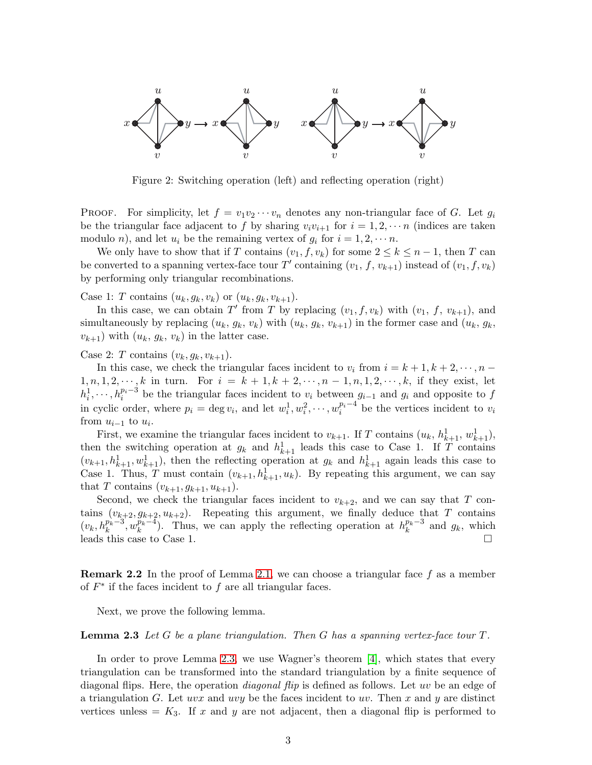Figure 2: Switching operation (left) and reflecting operation (right)

PROOF. For simplicity, let $f = v_1v_2\cdots v_n$ denotes any non-triangular face of $G$. Let $g_i$ be the triangular face adjacent to $f$ by sharing $v_iv_{i+1}$ for $i = 1, 2, \cdots n$ (indices are taken modulo $n$), and let $u_i$ be the remaining vertex of $g_i$ for $i = 1, 2, \cdots n$.

We only have to show that if $T$ contains $(v_1, f, v_k)$ for some $2 \leq k \leq n-1$, then $T$ can be converted to a spanning vertex-face tour $T'$ containing $(v_1, f, v_{k+1})$ instead of $(v_1, f, v_k)$ by performing only triangular recombinations.

Case 1: $T$ contains $(u_k, g_k, v_k)$ or $(u_k, g_k, v_{k+1})$.

In this case, we can obtain $T'$ from $T$ by replacing $(v_1, f, v_k)$ with $(v_1, f, v_{k+1})$, and simultaneously by replacing $(u_k, g_k, v_k)$ with $(u_k, g_k, v_{k+1})$ in the former case and $(u_k, g_k, v_{k+1})$ with $(u_k, g_k, v_k)$ in the latter case.

Case 2: $T$ contains $(v_k, g_k, v_{k+1})$.

In this case, we check the triangular faces incident to $v_i$ from $i = k+1, k+2, \cdots, n-1, n, 1, 2, \cdots, k$ in turn. For $i = k+1, k+2, \cdots, n-1, n, 1, 2, \cdots, k$, if they exist, let $h_i^1, \cdots, h_i^{p_i-3}$ be the triangular faces incident to $v_i$ between $g_{i-1}$ and $g_i$ and opposite to $f$ in cyclic order, where $p_i = \deg v_i$, and let $w_i^1, w_i^2, \cdots, w_i^{p_i-4}$ be the vertices incident to $v_i$ from $u_{i-1}$ to $u_i$.

First, we examine the triangular faces incident to $v_{k+1}$. If $T$ contains $(u_k, h_{k+1}^1, w_{k+1}^1)$, then the switching operation at $g_k$ and $h_{k+1}^1$ leads this case to Case 1. If $T$ contains $(v_{k+1}, h_{k+1}^1, w_{k+1}^1)$, then the reflecting operation at $g_k$ and $h_{k+1}^1$ again leads this case to Case 1. Thus, $T$ must contain $(v_{k+1}, h_{k+1}^1, u_k)$. By repeating this argument, we can say that $T$ contains $(v_{k+1}, g_{k+1}, u_{k+1})$.

Second, we check the triangular faces incident to $v_{k+2}$, and we can say that $T$ contains $(v_{k+2}, g_{k+2}, u_{k+2})$. Repeating this argument, we finally deduce that $T$ contains $(v_k, h_k^{p_k-3}, w_k^{p_k-4})$. Thus, we can apply the reflecting operation at $h_k^{p_k-3}$ and $g_k$, which leads this case to Case 1. $\square$

**Remark 2.2** In the proof of Lemma 2.1, we can choose a triangular face $f$ as a member of $F^*$ if the faces incident to $f$ are all triangular faces.

Next, we prove the following lemma.

**Lemma 2.3** *Let $G$ be a plane triangulation. Then $G$ has a spanning vertex-face tour $T$.*

In order to prove Lemma 2.3, we use Wagner's theorem [4], which states that every triangulation can be transformed into the standard triangulation by a finite sequence of diagonal flips. Here, the operation *diagonal flip* is defined as follows. Let $uv$ be an edge of a triangulation $G$. Let $uvx$ and $uvy$ be the faces incident to $uv$. Then $x$ and $y$ are distinct vertices unless $= K_3$. If $x$ and $y$ are not adjacent, then a diagonal flip is performed to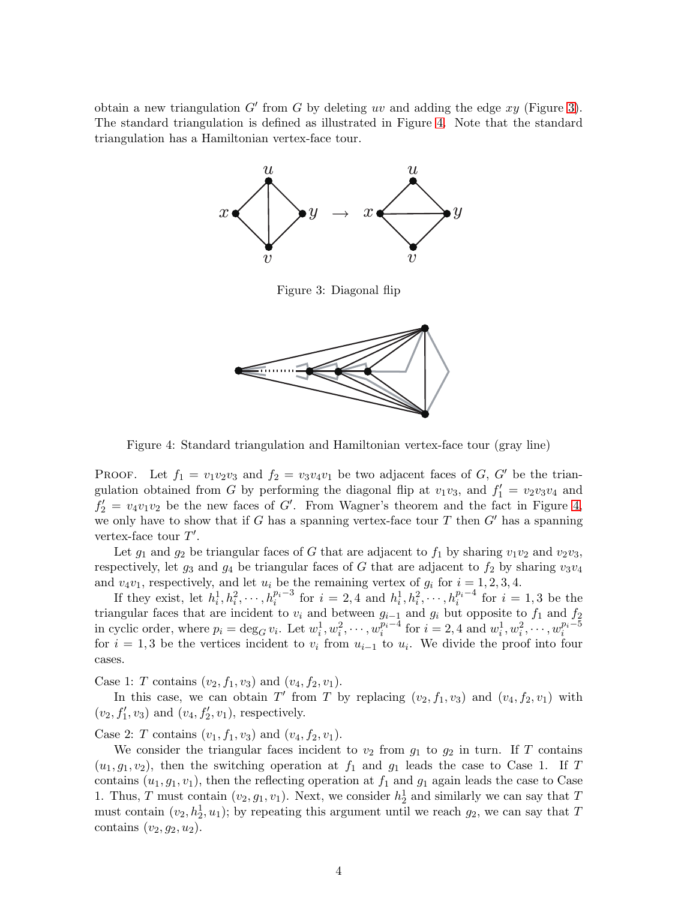obtain a new triangulation $G'$ from $G$ by deleting $uv$ and adding the edge $xy$ (Figure 3). The standard triangulation is defined as illustrated in Figure 4. Note that the standard triangulation has a Hamiltonian vertex-face tour.

Figure 3: Diagonal flip

Figure 4: Standard triangulation and Hamiltonian vertex-face tour (gray line)

Proof. Let $f_1 = v_1v_2v_3$ and $f_2 = v_3v_4v_1$ be two adjacent faces of $G$, $G'$ be the triangulation obtained from $G$ by performing the diagonal flip at $v_1v_3$, and $f'_1 = v_2v_3v_4$ and $f'_2 = v_4v_1v_2$ be the new faces of $G'$. From Wagner's theorem and the fact in Figure 4, we only have to show that if $G$ has a spanning vertex-face tour $T$ then $G'$ has a spanning vertex-face tour $T'$.

Let $g_1$ and $g_2$ be triangular faces of $G$ that are adjacent to $f_1$ by sharing $v_1v_2$ and $v_2v_3$, respectively, let $g_3$ and $g_4$ be triangular faces of $G$ that are adjacent to $f_2$ by sharing $v_3v_4$ and $v_4v_1$, respectively, and let $u_i$ be the remaining vertex of $g_i$ for $i = 1, 2, 3, 4$.

If they exist, let $h_i^1, h_i^2, \cdots, h_i^{p_i-3}$ for $i = 2, 4$ and $h_i^1, h_i^2, \cdots, h_i^{p_i-4}$ for $i = 1, 3$ be the triangular faces that are incident to $v_i$ and between $g_{i-1}$ and $g_i$ but opposite to $f_1$ and $f_2$ in cyclic order, where $p_i = \deg_G v_i$. Let $w_i^1, w_i^2, \cdots, w_i^{p_i-4}$ for $i = 2, 4$ and $w_i^1, w_i^2, \cdots, w_i^{p_i-5}$ for $i = 1, 3$ be the vertices incident to $v_i$ from $u_{i-1}$ to $u_i$. We divide the proof into four cases.

Case 1: $T$ contains $(v_2, f_1, v_3)$ and $(v_4, f_2, v_1)$.

In this case, we can obtain $T'$ from $T$ by replacing $(v_2, f_1, v_3)$ and $(v_4, f_2, v_1)$ with $(v_2, f'_1, v_3)$ and $(v_4, f'_2, v_1)$, respectively.

Case 2: $T$ contains $(v_1, f_1, v_3)$ and $(v_4, f_2, v_1)$.

We consider the triangular faces incident to $v_2$ from $g_1$ to $g_2$ in turn. If $T$ contains $(u_1, g_1, v_2)$, then the switching operation at $f_1$ and $g_1$ leads the case to Case 1. If $T$ contains $(u_1, g_1, v_1)$, then the reflecting operation at $f_1$ and $g_1$ again leads the case to Case 1. Thus, $T$ must contain $(v_2, g_1, v_1)$. Next, we consider $h_2^1$ and similarly we can say that $T$ must contain $(v_2, h_2^1, u_1)$; by repeating this argument until we reach $g_2$, we can say that $T$ contains $(v_2, g_2, u_2)$.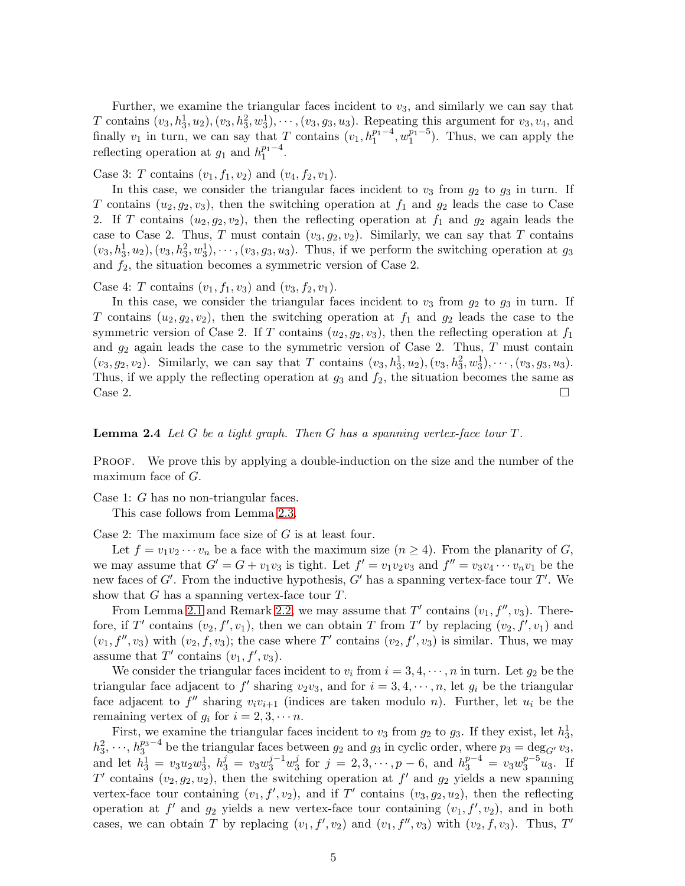Further, we examine the triangular faces incident to $v_3$, and similarly we can say that $T$ contains $(v_3, h_3^1, u_2), (v_3, h_3^2, w_3^1), \cdots, (v_3, g_3, u_3)$. Repeating this argument for $v_3, v_4$, and finally $v_1$ in turn, we can say that $T$ contains $(v_1, h_1^{p_1-4}, w_1^{p_1-5})$. Thus, we can apply the reflecting operation at $g_1$ and $h_1^{p_1-4}$.

Case 3: $T$ contains $(v_1, f_1, v_2)$ and $(v_4, f_2, v_1)$.

In this case, we consider the triangular faces incident to $v_3$ from $g_2$ to $g_3$ in turn. If $T$ contains $(u_2, g_2, v_3)$, then the switching operation at $f_1$ and $g_2$ leads the case to Case 2. If $T$ contains $(u_2, g_2, v_2)$, then the reflecting operation at $f_1$ and $g_2$ again leads the case to Case 2. Thus, $T$ must contain $(v_3, g_2, v_2)$. Similarly, we can say that $T$ contains $(v_3, h_3^1, u_2), (v_3, h_3^2, w_3^1), \cdots, (v_3, g_3, u_3)$. Thus, if we perform the switching operation at $g_3$ and $f_2$, the situation becomes a symmetric version of Case 2.

Case 4: $T$ contains $(v_1, f_1, v_3)$ and $(v_3, f_2, v_1)$.

In this case, we consider the triangular faces incident to $v_3$ from $g_2$ to $g_3$ in turn. If $T$ contains $(u_2, g_2, v_2)$, then the switching operation at $f_1$ and $g_2$ leads the case to the symmetric version of Case 2. If $T$ contains $(u_2, g_2, v_3)$, then the reflecting operation at $f_1$ and $g_2$ again leads the case to the symmetric version of Case 2. Thus, $T$ must contain $(v_3, g_2, v_2)$. Similarly, we can say that $T$ contains $(v_3, h_3^1, u_2), (v_3, h_3^2, w_3^1), \cdots, (v_3, g_3, u_3)$. Thus, if we apply the reflecting operation at $g_3$ and $f_2$, the situation becomes the same as Case 2. $\square$

**Lemma 2.4** *Let $G$ be a tight graph. Then $G$ has a spanning vertex-face tour $T$.*

Proof. We prove this by applying a double-induction on the size and the number of the maximum face of $G$.

Case 1: $G$ has no non-triangular faces.

This case follows from Lemma 2.3.

Case 2: The maximum face size of $G$ is at least four.

Let $f = v_1 v_2 \cdots v_n$ be a face with the maximum size ($n \geq 4$). From the planarity of $G$, we may assume that $G' = G + v_1 v_3$ is tight. Let $f' = v_1 v_2 v_3$ and $f'' = v_3 v_4 \cdots v_n v_1$ be the new faces of $G'$. From the inductive hypothesis, $G'$ has a spanning vertex-face tour $T'$. We show that $G$ has a spanning vertex-face tour $T$.

From Lemma 2.1 and Remark 2.2, we may assume that $T'$ contains $(v_1, f'', v_3)$. Therefore, if $T'$ contains $(v_2, f', v_1)$, then we can obtain $T$ from $T'$ by replacing $(v_2, f', v_1)$ and $(v_1, f'', v_3)$ with $(v_2, f, v_3)$; the case where $T'$ contains $(v_2, f', v_3)$ is similar. Thus, we may assume that $T'$ contains $(v_1, f', v_3)$.

We consider the triangular faces incident to $v_i$ from $i = 3, 4, \cdots, n$ in turn. Let $g_2$ be the triangular face adjacent to $f'$ sharing $v_2 v_3$, and for $i = 3, 4, \cdots, n$, let $g_i$ be the triangular face adjacent to $f''$ sharing $v_i v_{i+1}$ (indices are taken modulo $n$). Further, let $u_i$ be the remaining vertex of $g_i$ for $i = 2, 3, \cdots n$.

First, we examine the triangular faces incident to $v_3$ from $g_2$ to $g_3$. If they exist, let $h_3^1$, $h_3^2, \cdots, h_3^{p_3-4}$ be the triangular faces between $g_2$ and $g_3$ in cyclic order, where $p_3 = \deg_{G'} v_3$, and let $h_3^1 = v_3 u_2 w_3^1$, $h_3^j = v_3 w_3^{j-1} w_3^j$ for $j = 2, 3, \cdots, p-6$, and $h_3^{p-4} = v_3 w_3^{p-5} u_3$. If $T'$ contains $(v_2, g_2, u_2)$, then the switching operation at $f'$ and $g_2$ yields a new spanning vertex-face tour containing $(v_1, f', v_2)$, and if $T'$ contains $(v_3, g_2, u_2)$, then the reflecting operation at $f'$ and $g_2$ yields a new vertex-face tour containing $(v_1, f', v_2)$, and in both cases, we can obtain $T$ by replacing $(v_1, f', v_2)$ and $(v_1, f'', v_3)$ with $(v_2, f, v_3)$. Thus, $T'$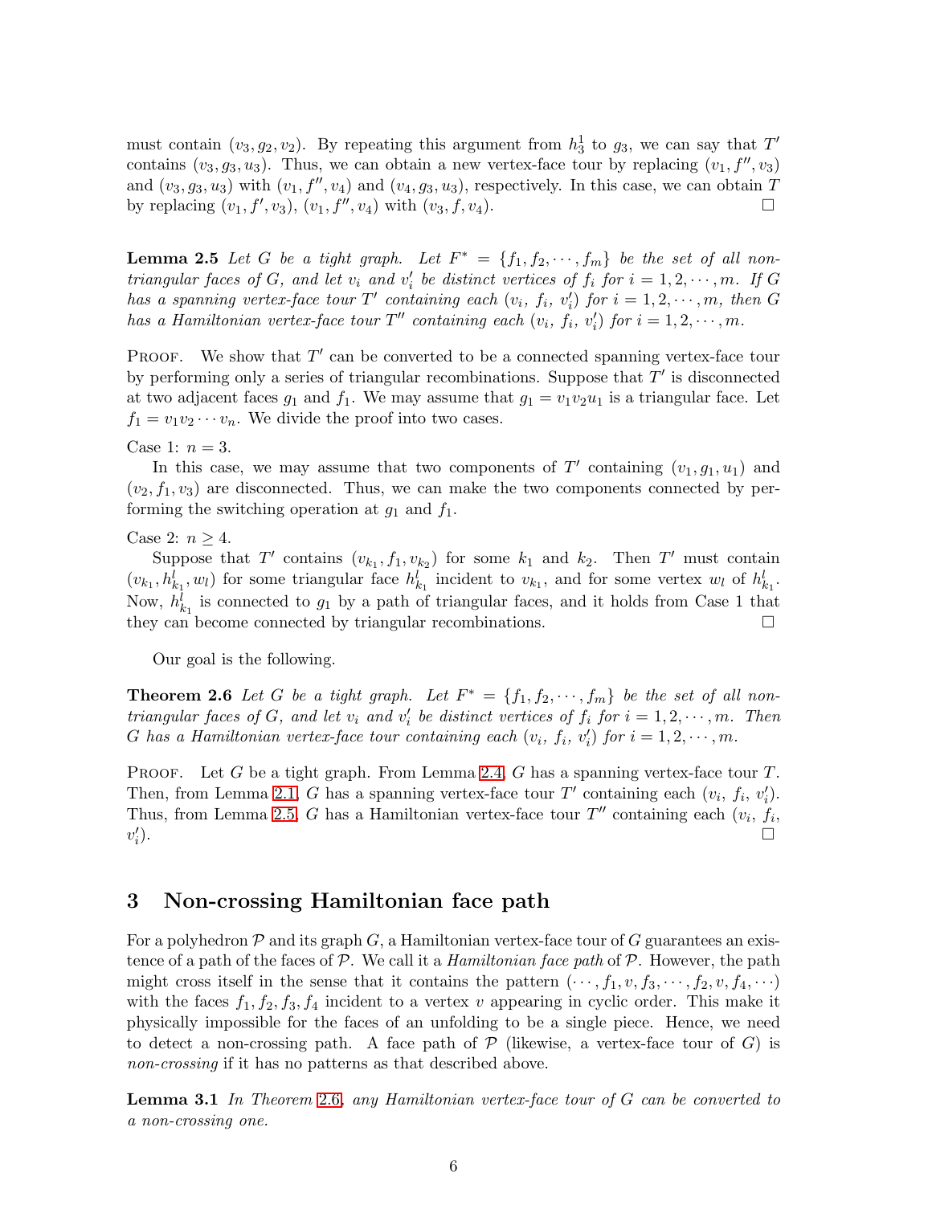must contain $(v_3, g_2, v_2)$. By repeating this argument from $h_3^1$ to $g_3$, we can say that $T'$ contains $(v_3, g_3, u_3)$. Thus, we can obtain a new vertex-face tour by replacing $(v_1, f'', v_3)$ and $(v_3, g_3, u_3)$ with $(v_1, f'', v_4)$ and $(v_4, g_3, u_3)$, respectively. In this case, we can obtain $T$ by replacing $(v_1, f', v_3)$, $(v_1, f'', v_4)$ with $(v_3, f, v_4)$. □

**Lemma 2.5** *Let $G$ be a tight graph. Let $F^* = \{f_1, f_2, \cdots, f_m\}$ be the set of all non-triangular faces of $G$, and let $v_i$ and $v_i'$ be distinct vertices of $f_i$ for $i = 1, 2, \cdots, m$. If $G$ has a spanning vertex-face tour $T'$ containing each $(v_i,\ f_i,\ v_i')$ for $i = 1, 2, \cdots, m$, then $G$ has a Hamiltonian vertex-face tour $T''$ containing each $(v_i,\ f_i,\ v_i')$ for $i = 1, 2, \cdots, m$.*

Proof. We show that $T'$ can be converted to be a connected spanning vertex-face tour by performing only a series of triangular recombinations. Suppose that $T'$ is disconnected at two adjacent faces $g_1$ and $f_1$. We may assume that $g_1 = v_1 v_2 u_1$ is a triangular face. Let $f_1 = v_1 v_2 \cdots v_n$. We divide the proof into two cases.

Case 1: $n = 3$.

In this case, we may assume that two components of $T'$ containing $(v_1, g_1, u_1)$ and $(v_2, f_1, v_3)$ are disconnected. Thus, we can make the two components connected by performing the switching operation at $g_1$ and $f_1$.

Case 2: $n \geq 4$.

Suppose that $T'$ contains $(v_{k_1}, f_1, v_{k_2})$ for some $k_1$ and $k_2$. Then $T'$ must contain $(v_{k_1}, h_{k_1}^l, w_l)$ for some triangular face $h_{k_1}^l$ incident to $v_{k_1}$, and for some vertex $w_l$ of $h_{k_1}^l$. Now, $h_{k_1}^l$ is connected to $g_1$ by a path of triangular faces, and it holds from Case 1 that they can become connected by triangular recombinations. □

Our goal is the following.

**Theorem 2.6** *Let $G$ be a tight graph. Let $F^* = \{f_1, f_2, \cdots, f_m\}$ be the set of all non-triangular faces of $G$, and let $v_i$ and $v_i'$ be distinct vertices of $f_i$ for $i = 1, 2, \cdots, m$. Then $G$ has a Hamiltonian vertex-face tour containing each $(v_i,\ f_i,\ v_i')$ for $i = 1, 2, \cdots, m$.*

Proof. Let $G$ be a tight graph. From Lemma 2.4, $G$ has a spanning vertex-face tour $T$. Then, from Lemma 2.1, $G$ has a spanning vertex-face tour $T'$ containing each $(v_i,\ f_i,\ v_i')$. Thus, from Lemma 2.5, $G$ has a Hamiltonian vertex-face tour $T''$ containing each $(v_i,\ f_i,\ v_i')$. □

## 3 Non-crossing Hamiltonian face path

For a polyhedron $\mathcal{P}$ and its graph $G$, a Hamiltonian vertex-face tour of $G$ guarantees an existence of a path of the faces of $\mathcal{P}$. We call it a *Hamiltonian face path* of $\mathcal{P}$. However, the path might cross itself in the sense that it contains the pattern $(\cdots, f_1, v, f_3, \cdots, f_2, v, f_4, \cdots)$ with the faces $f_1, f_2, f_3, f_4$ incident to a vertex $v$ appearing in cyclic order. This make it physically impossible for the faces of an unfolding to be a single piece. Hence, we need to detect a non-crossing path. A face path of $\mathcal{P}$ (likewise, a vertex-face tour of $G$) is *non-crossing* if it has no patterns as that described above.

**Lemma 3.1** *In Theorem 2.6, any Hamiltonian vertex-face tour of $G$ can be converted to a non-crossing one.*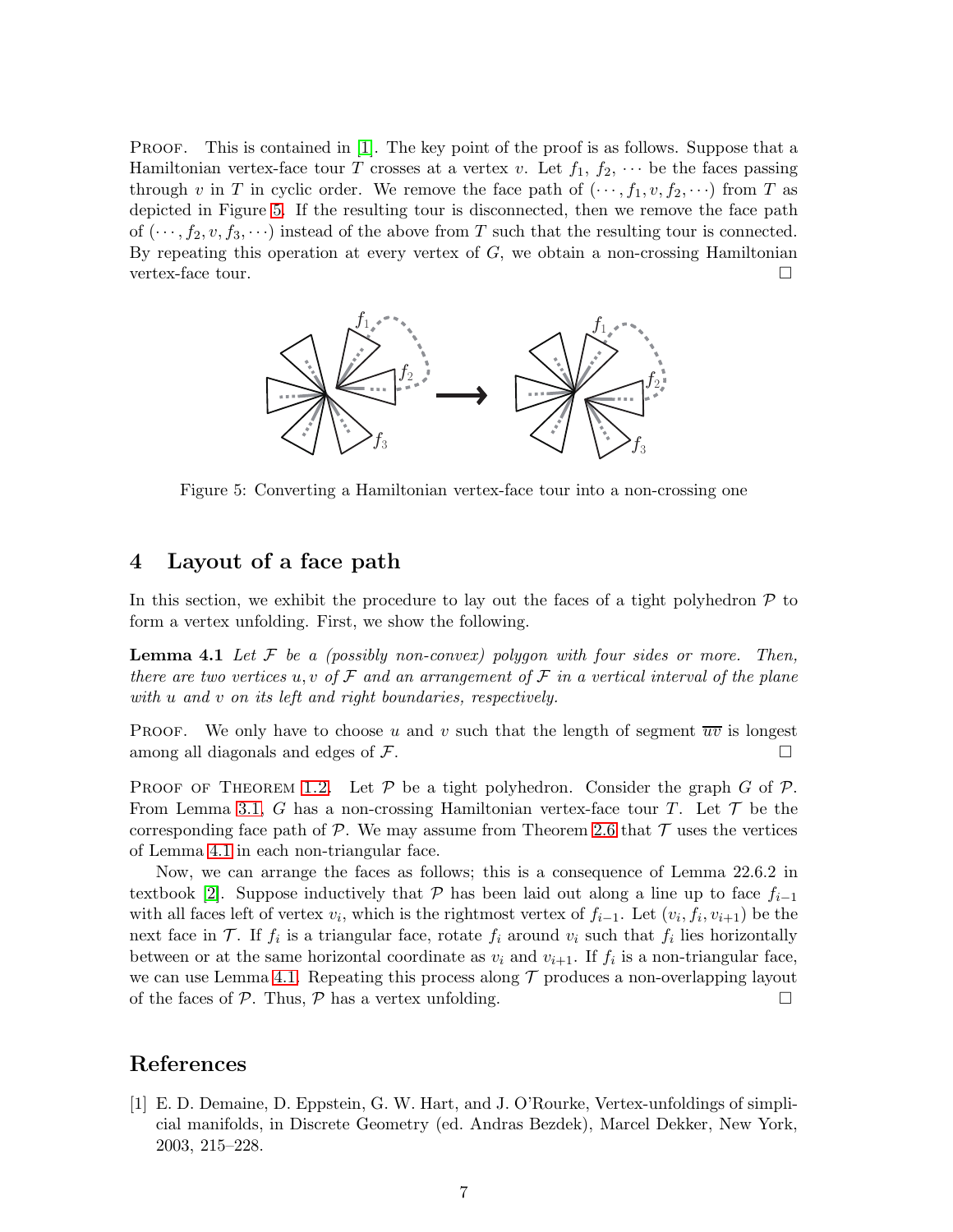Proof. This is contained in [1]. The key point of the proof is as follows. Suppose that a Hamiltonian vertex-face tour $T$ crosses at a vertex $v$. Let $f_1$, $f_2$, $\cdots$ be the faces passing through $v$ in $T$ in cyclic order. We remove the face path of $(\cdots, f_1, v, f_2, \cdots)$ from $T$ as depicted in Figure 5. If the resulting tour is disconnected, then we remove the face path of $(\cdots, f_2, v, f_3, \cdots)$ instead of the above from $T$ such that the resulting tour is connected. By repeating this operation at every vertex of $G$, we obtain a non-crossing Hamiltonian vertex-face tour. □

Figure 5: Converting a Hamiltonian vertex-face tour into a non-crossing one

## 4 Layout of a face path

In this section, we exhibit the procedure to lay out the faces of a tight polyhedron $\mathcal{P}$ to form a vertex unfolding. First, we show the following.

**Lemma 4.1** *Let $\mathcal{F}$ be a (possibly non-convex) polygon with four sides or more. Then, there are two vertices $u, v$ of $\mathcal{F}$ and an arrangement of $\mathcal{F}$ in a vertical interval of the plane with $u$ and $v$ on its left and right boundaries, respectively.*

Proof. We only have to choose $u$ and $v$ such that the length of segment $\overline{uv}$ is longest among all diagonals and edges of $\mathcal{F}$. □

Proof of Theorem 1.2. Let $\mathcal{P}$ be a tight polyhedron. Consider the graph $G$ of $\mathcal{P}$. From Lemma 3.1, $G$ has a non-crossing Hamiltonian vertex-face tour $T$. Let $\mathcal{T}$ be the corresponding face path of $\mathcal{P}$. We may assume from Theorem 2.6 that $\mathcal{T}$ uses the vertices of Lemma 4.1 in each non-triangular face.

Now, we can arrange the faces as follows; this is a consequence of Lemma 22.6.2 in textbook [2]. Suppose inductively that $\mathcal{P}$ has been laid out along a line up to face $f_{i-1}$ with all faces left of vertex $v_i$, which is the rightmost vertex of $f_{i-1}$. Let $(v_i, f_i, v_{i+1})$ be the next face in $\mathcal{T}$. If $f_i$ is a triangular face, rotate $f_i$ around $v_i$ such that $f_i$ lies horizontally between or at the same horizontal coordinate as $v_i$ and $v_{i+1}$. If $f_i$ is a non-triangular face, we can use Lemma 4.1. Repeating this process along $\mathcal{T}$ produces a non-overlapping layout of the faces of $\mathcal{P}$. Thus, $\mathcal{P}$ has a vertex unfolding. □

## References

[1] E. D. Demaine, D. Eppstein, G. W. Hart, and J. O'Rourke, Vertex-unfoldings of simplicial manifolds, in Discrete Geometry (ed. Andras Bezdek), Marcel Dekker, New York, 2003, 215–228.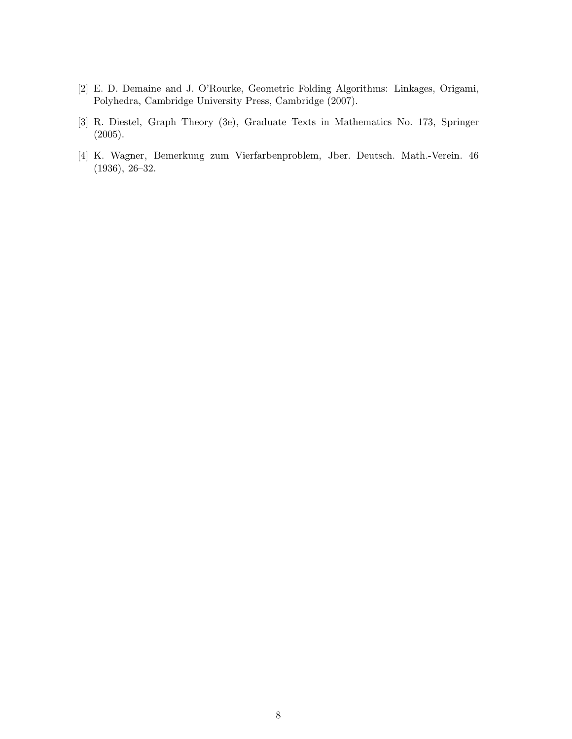[2] E. D. Demaine and J. O'Rourke, Geometric Folding Algorithms: Linkages, Origami, Polyhedra, Cambridge University Press, Cambridge (2007).

[3] R. Diestel, Graph Theory (3e), Graduate Texts in Mathematics No. 173, Springer (2005).

[4] K. Wagner, Bemerkung zum Vierfarbenproblem, Jber. Deutsch. Math.-Verein. 46 (1936), 26–32.